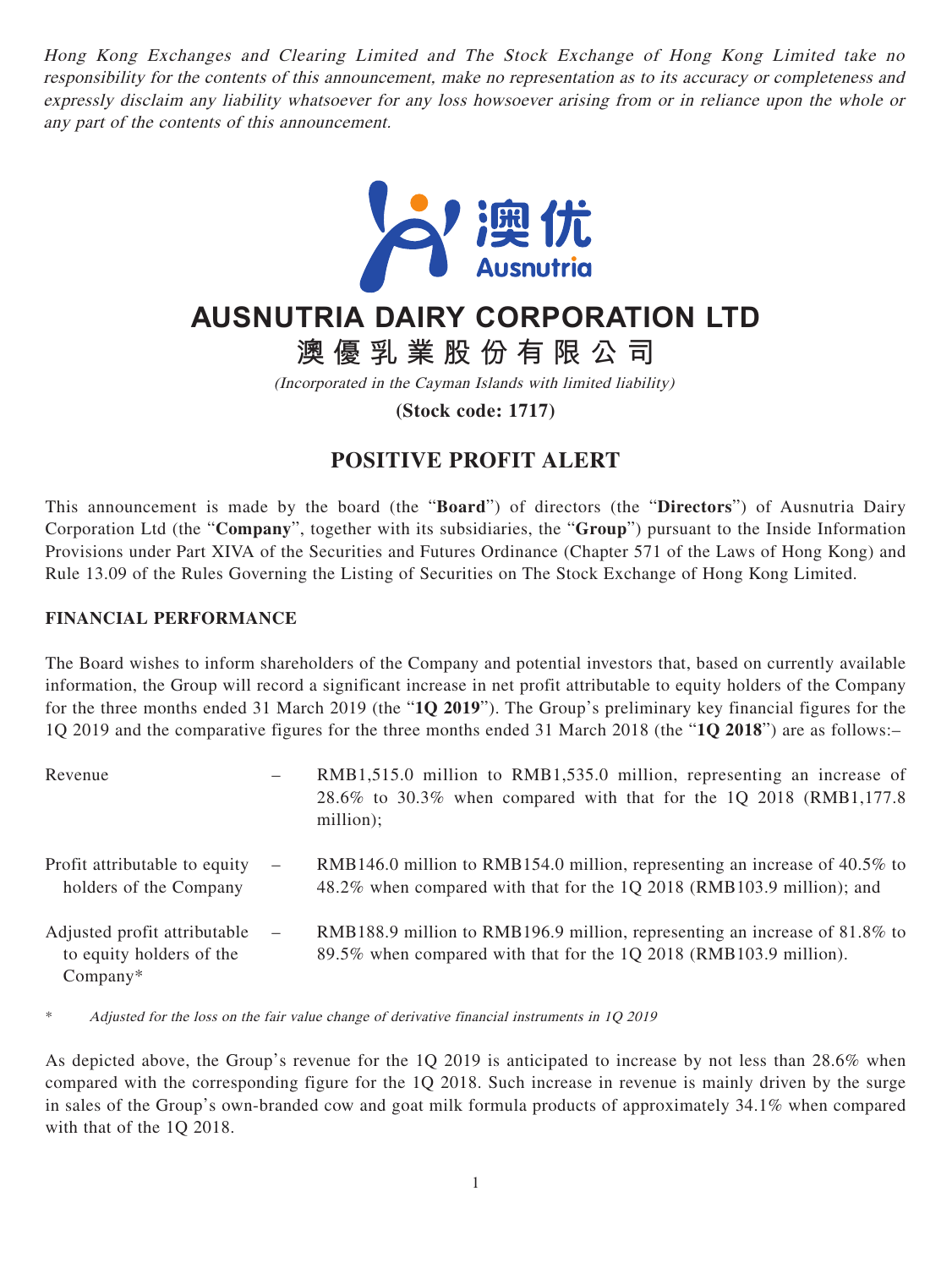Hong Kong Exchanges and Clearing Limited and The Stock Exchange of Hong Kong Limited take no responsibility for the contents of this announcement, make no representation as to its accuracy or completeness and expressly disclaim any liability whatsoever for any loss howsoever arising from or in reliance upon the whole or any part of the contents of this announcement.

# AUSNUTRIA DAIRY CORPORATION LTD

# 澳優乳業股份有限公司

*(Incorporated in the Cayman Islands with limited liability)*

**(Stock code: 1717)**

## POSITIVE PROFIT ALERT

This announcement is made by the board (the "**Board**") of directors (the "**Directors**") of Ausnutria Dairy Corporation Ltd (the "**Company**", together with its subsidiaries, the "**Group**") pursuant to the Inside Information Provisions under Part XIVA of the Securities and Futures Ordinance (Chapter 571 of the Laws of Hong Kong) and Rule 13.09 of the Rules Governing the Listing of Securities on The Stock Exchange of Hong Kong Limited.

### FINANCIAL PERFORMANCE

The Board wishes to inform shareholders of the Company and potential investors that, based on currently available information, the Group will record a significant increase in net profit attributable to equity holders of the Company for the three months ended 31 March 2019 (the "**1Q 2019**"). The Group's preliminary key financial figures for the 1Q 2019 and the comparative figures for the three months ended 31 March 2018 (the "**1Q 2018**") are as follows:–

| | | |
|---|---|---|
| Revenue | – | RMB1,515.0 million to RMB1,535.0 million, representing an increase of 28.6% to 30.3% when compared with that for the 1Q 2018 (RMB1,177.8 million); |
| Profit attributable to equity holders of the Company | – | RMB146.0 million to RMB154.0 million, representing an increase of 40.5% to 48.2% when compared with that for the 1Q 2018 (RMB103.9 million); and |
| Adjusted profit attributable to equity holders of the Company* | – | RMB188.9 million to RMB196.9 million, representing an increase of 81.8% to 89.5% when compared with that for the 1Q 2018 (RMB103.9 million). |

\* *Adjusted for the loss on the fair value change of derivative financial instruments in 1Q 2019*

As depicted above, the Group's revenue for the 1Q 2019 is anticipated to increase by not less than 28.6% when compared with the corresponding figure for the 1Q 2018. Such increase in revenue is mainly driven by the surge in sales of the Group's own-branded cow and goat milk formula products of approximately 34.1% when compared with that of the 1Q 2018.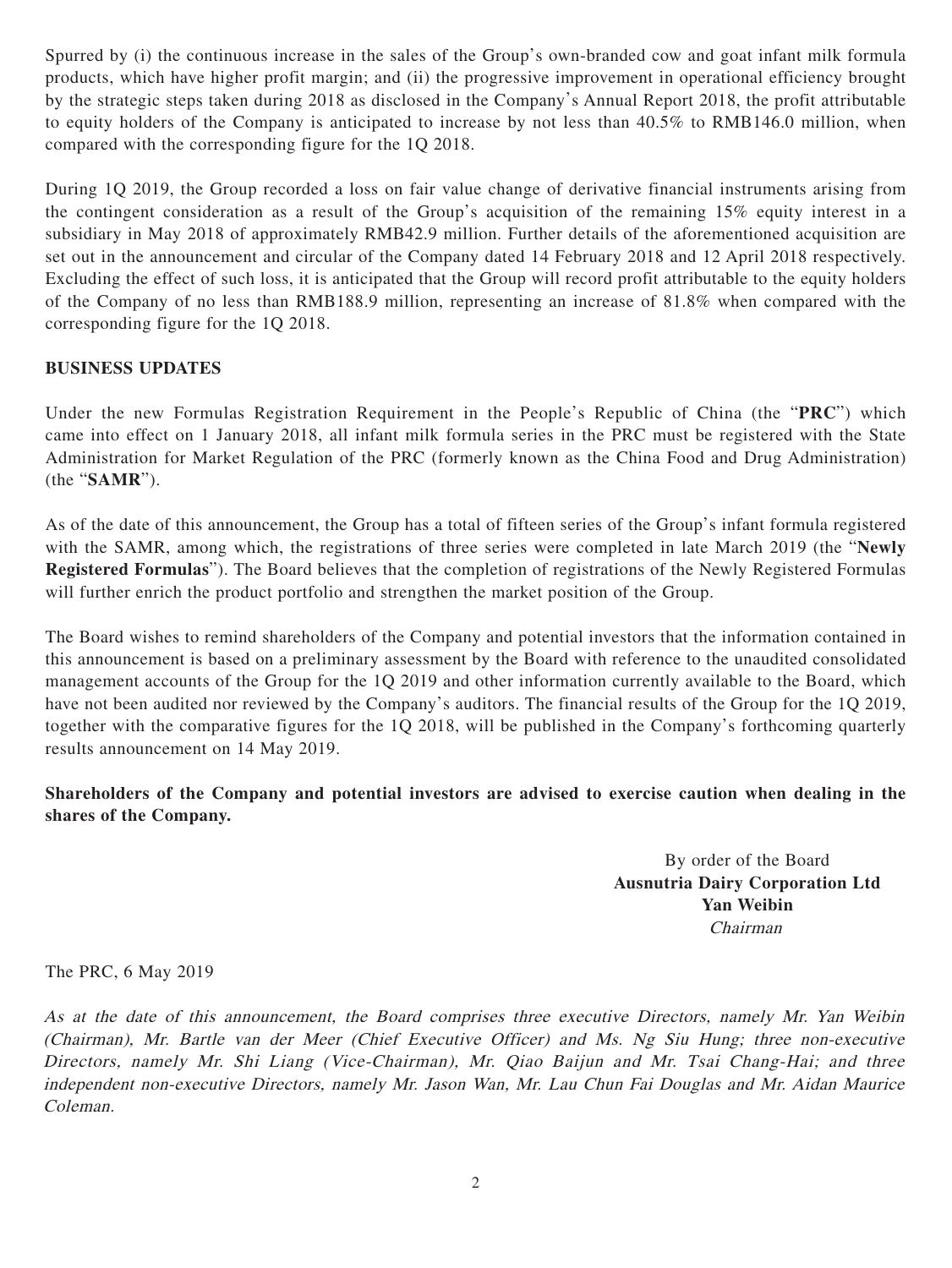Spurred by (i) the continuous increase in the sales of the Group's own-branded cow and goat infant milk formula products, which have higher profit margin; and (ii) the progressive improvement in operational efficiency brought by the strategic steps taken during 2018 as disclosed in the Company's Annual Report 2018, the profit attributable to equity holders of the Company is anticipated to increase by not less than 40.5% to RMB146.0 million, when compared with the corresponding figure for the 1Q 2018.

During 1Q 2019, the Group recorded a loss on fair value change of derivative financial instruments arising from the contingent consideration as a result of the Group's acquisition of the remaining 15% equity interest in a subsidiary in May 2018 of approximately RMB42.9 million. Further details of the aforementioned acquisition are set out in the announcement and circular of the Company dated 14 February 2018 and 12 April 2018 respectively. Excluding the effect of such loss, it is anticipated that the Group will record profit attributable to the equity holders of the Company of no less than RMB188.9 million, representing an increase of 81.8% when compared with the corresponding figure for the 1Q 2018.

## BUSINESS UPDATES

Under the new Formulas Registration Requirement in the People's Republic of China (the "**PRC**") which came into effect on 1 January 2018, all infant milk formula series in the PRC must be registered with the State Administration for Market Regulation of the PRC (formerly known as the China Food and Drug Administration) (the "**SAMR**").

As of the date of this announcement, the Group has a total of fifteen series of the Group's infant formula registered with the SAMR, among which, the registrations of three series were completed in late March 2019 (the "**Newly Registered Formulas**"). The Board believes that the completion of registrations of the Newly Registered Formulas will further enrich the product portfolio and strengthen the market position of the Group.

The Board wishes to remind shareholders of the Company and potential investors that the information contained in this announcement is based on a preliminary assessment by the Board with reference to the unaudited consolidated management accounts of the Group for the 1Q 2019 and other information currently available to the Board, which have not been audited nor reviewed by the Company's auditors. The financial results of the Group for the 1Q 2019, together with the comparative figures for the 1Q 2018, will be published in the Company's forthcoming quarterly results announcement on 14 May 2019.

**Shareholders of the Company and potential investors are advised to exercise caution when dealing in the shares of the Company.**

By order of the Board
**Ausnutria Dairy Corporation Ltd**
**Yan Weibin**
*Chairman*

The PRC, 6 May 2019

*As at the date of this announcement, the Board comprises three executive Directors, namely Mr. Yan Weibin (Chairman), Mr. Bartle van der Meer (Chief Executive Officer) and Ms. Ng Siu Hung; three non-executive Directors, namely Mr. Shi Liang (Vice-Chairman), Mr. Qiao Baijun and Mr. Tsai Chang-Hai; and three independent non-executive Directors, namely Mr. Jason Wan, Mr. Lau Chun Fai Douglas and Mr. Aidan Maurice Coleman.*